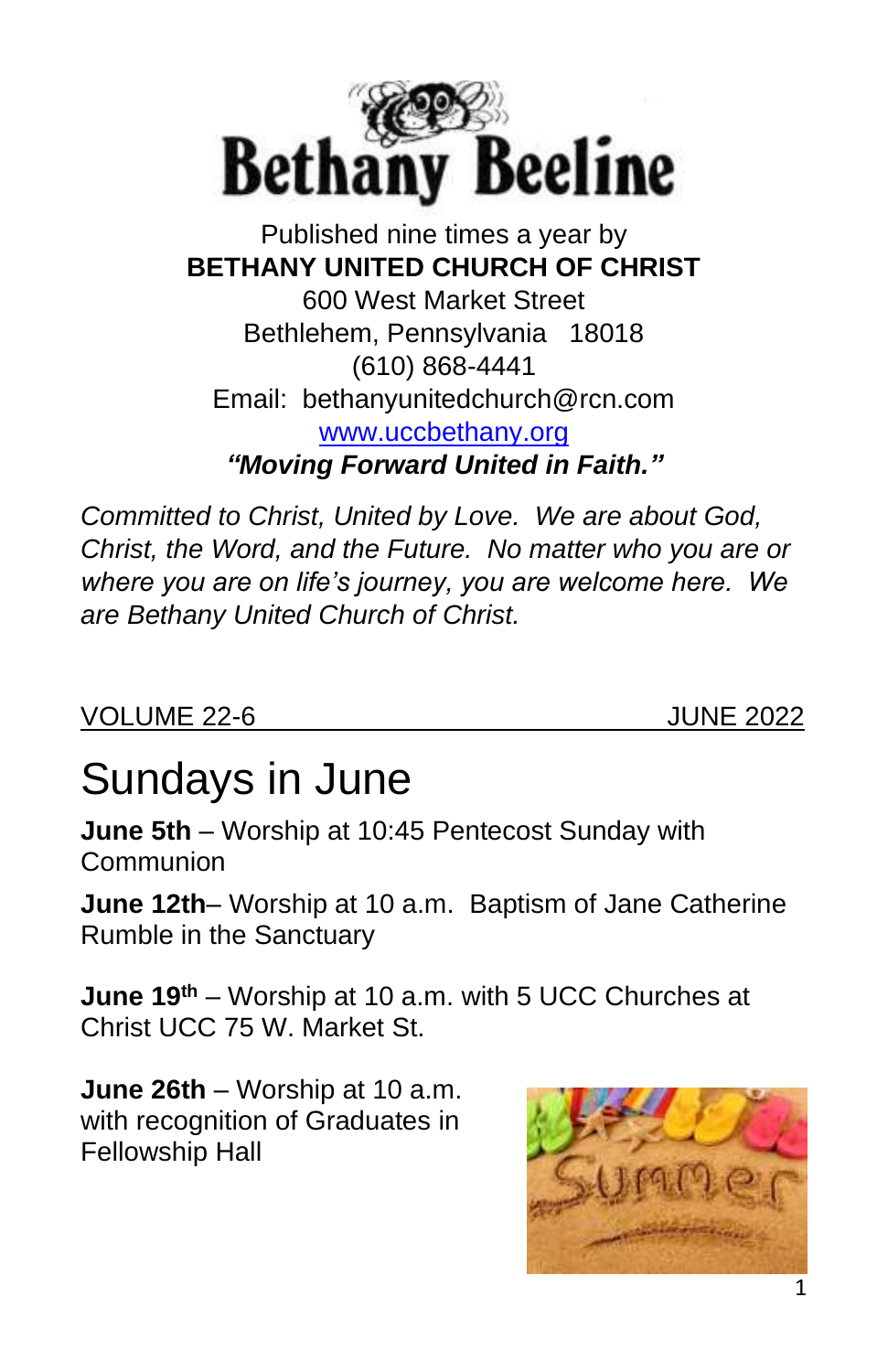# Bethany Beeline

Published nine times a year by
**BETHANY UNITED CHURCH OF CHRIST**
600 West Market Street
Bethlehem, Pennsylvania 18018
(610) 868-4441
Email: bethanyunitedchurch@rcn.com
www.uccbethany.org
***"Moving Forward United in Faith."***

*Committed to Christ, United by Love. We are about God, Christ, the Word, and the Future. No matter who you are or where you are on life's journey, you are welcome here. We are Bethany United Church of Christ.*

VOLUME 22-6 JUNE 2022

## Sundays in June

**June 5th** – Worship at 10:45 Pentecost Sunday with Communion

**June 12th**– Worship at 10 a.m. Baptism of Jane Catherine Rumble in the Sanctuary

**June 19th** – Worship at 10 a.m. with 5 UCC Churches at Christ UCC 75 W. Market St.

**June 26th** – Worship at 10 a.m. with recognition of Graduates in Fellowship Hall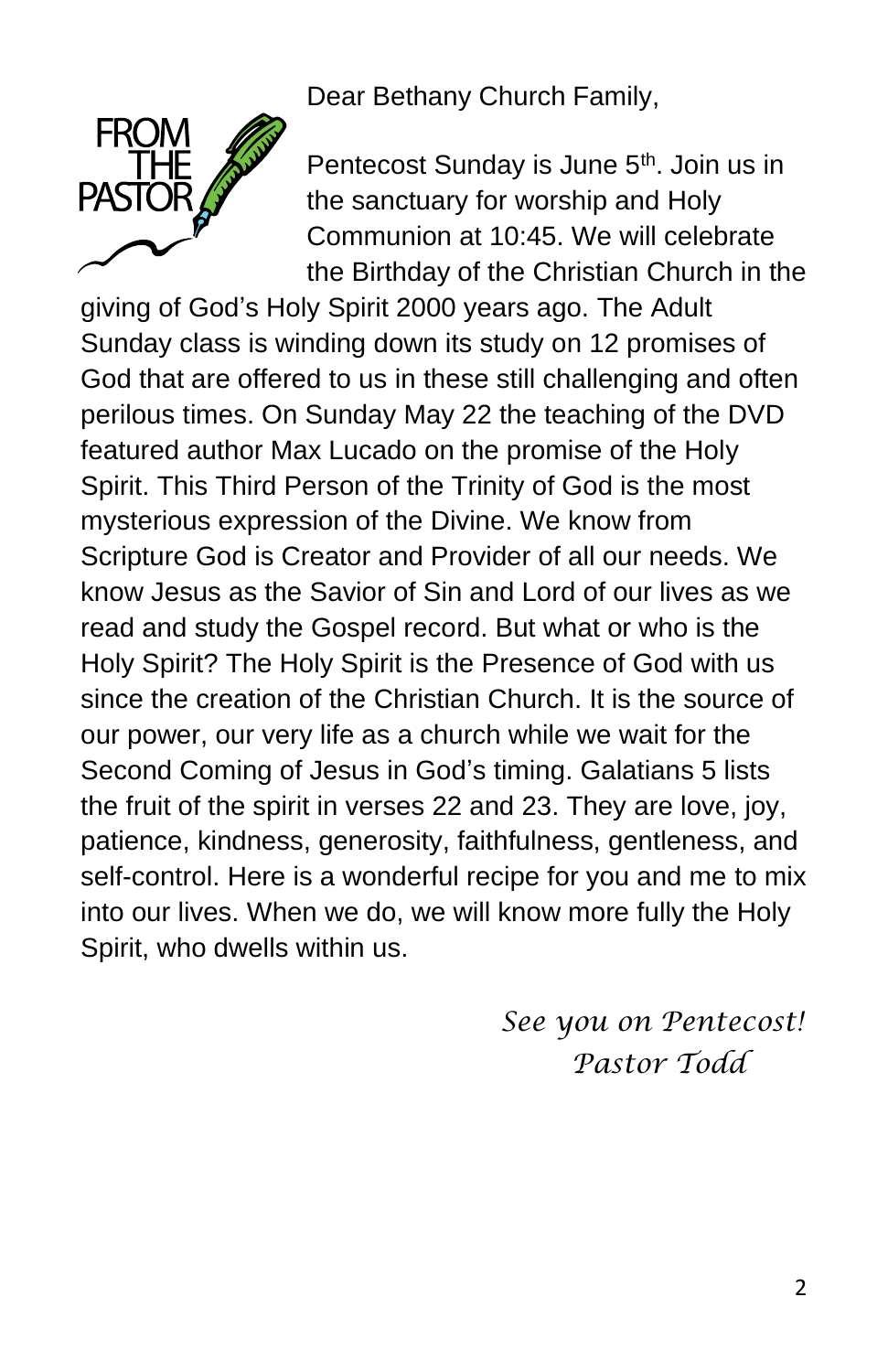# FROM THE PASTOR

Dear Bethany Church Family,

Pentecost Sunday is June 5th. Join us in the sanctuary for worship and Holy Communion at 10:45. We will celebrate the Birthday of the Christian Church in the giving of God's Holy Spirit 2000 years ago. The Adult Sunday class is winding down its study on 12 promises of God that are offered to us in these still challenging and often perilous times. On Sunday May 22 the teaching of the DVD featured author Max Lucado on the promise of the Holy Spirit. This Third Person of the Trinity of God is the most mysterious expression of the Divine. We know from Scripture God is Creator and Provider of all our needs. We know Jesus as the Savior of Sin and Lord of our lives as we read and study the Gospel record. But what or who is the Holy Spirit? The Holy Spirit is the Presence of God with us since the creation of the Christian Church. It is the source of our power, our very life as a church while we wait for the Second Coming of Jesus in God's timing. Galatians 5 lists the fruit of the spirit in verses 22 and 23. They are love, joy, patience, kindness, generosity, faithfulness, gentleness, and self-control. Here is a wonderful recipe for you and me to mix into our lives. When we do, we will know more fully the Holy Spirit, who dwells within us.

*See you on Pentecost!*
*Pastor Todd*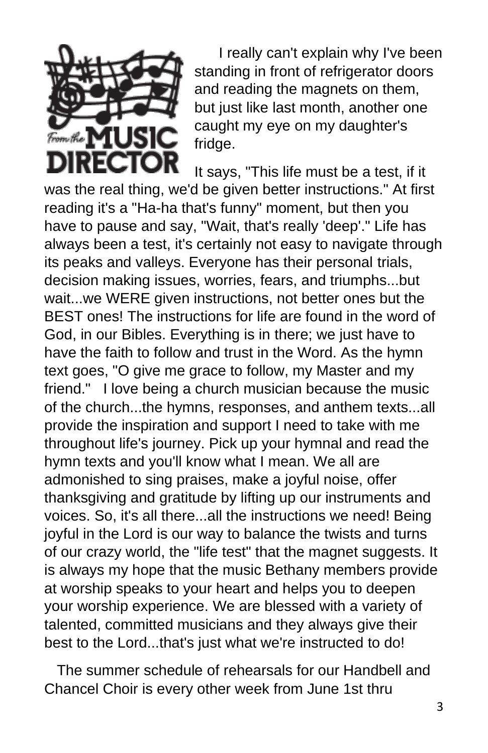## From the MUSIC DIRECTOR

I really can't explain why I've been standing in front of refrigerator doors and reading the magnets on them, but just like last month, another one caught my eye on my daughter's fridge.

It says, "This life must be a test, if it was the real thing, we'd be given better instructions." At first reading it's a "Ha-ha that's funny" moment, but then you have to pause and say, "Wait, that's really 'deep'." Life has always been a test, it's certainly not easy to navigate through its peaks and valleys. Everyone has their personal trials, decision making issues, worries, fears, and triumphs...but wait...we WERE given instructions, not better ones but the BEST ones! The instructions for life are found in the word of God, in our Bibles. Everything is in there; we just have to have the faith to follow and trust in the Word. As the hymn text goes, "O give me grace to follow, my Master and my friend." I love being a church musician because the music of the church...the hymns, responses, and anthem texts...all provide the inspiration and support I need to take with me throughout life's journey. Pick up your hymnal and read the hymn texts and you'll know what I mean. We all are admonished to sing praises, make a joyful noise, offer thanksgiving and gratitude by lifting up our instruments and voices. So, it's all there...all the instructions we need! Being joyful in the Lord is our way to balance the twists and turns of our crazy world, the "life test" that the magnet suggests. It is always my hope that the music Bethany members provide at worship speaks to your heart and helps you to deepen your worship experience. We are blessed with a variety of talented, committed musicians and they always give their best to the Lord...that's just what we're instructed to do!

The summer schedule of rehearsals for our Handbell and Chancel Choir is every other week from June 1st thru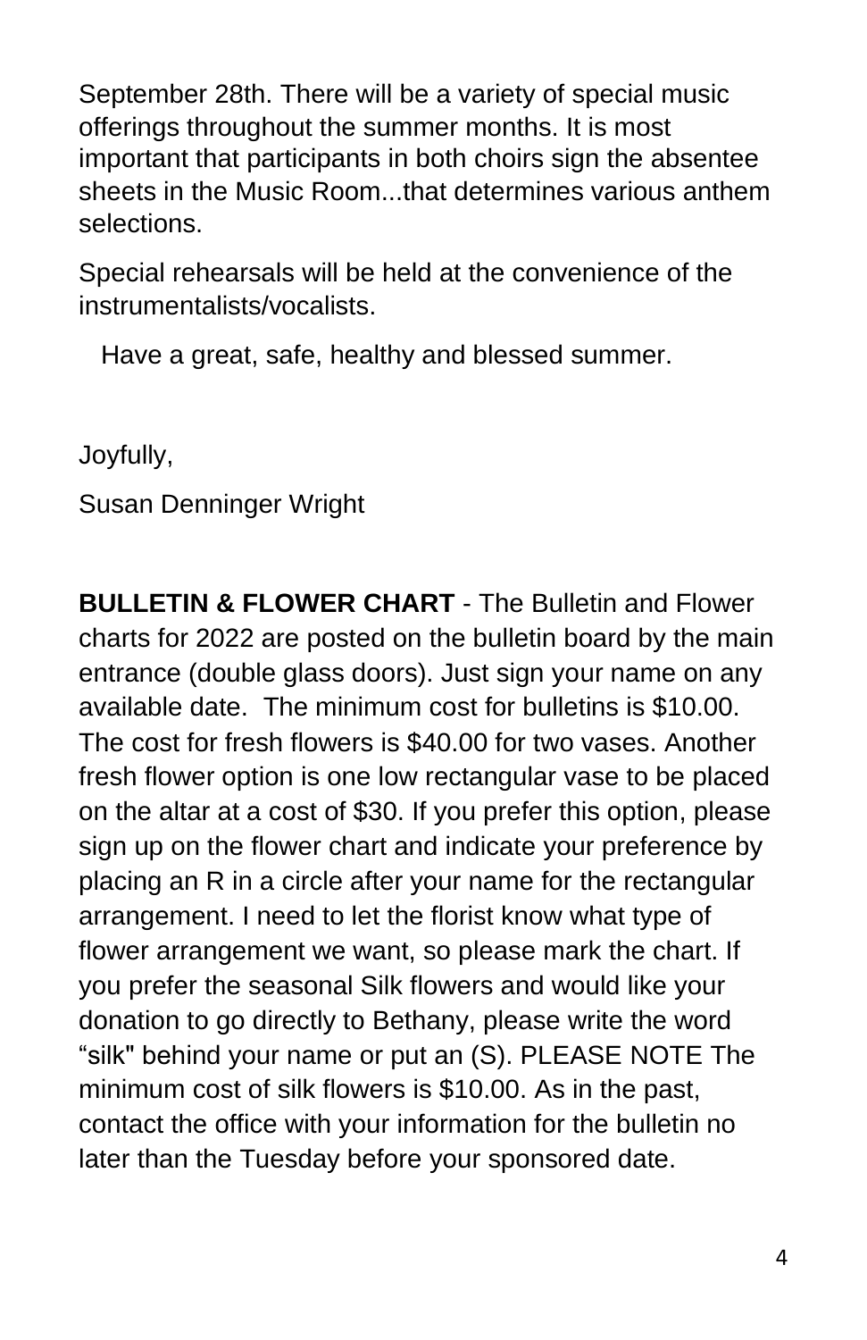September 28th. There will be a variety of special music offerings throughout the summer months. It is most important that participants in both choirs sign the absentee sheets in the Music Room...that determines various anthem selections.

Special rehearsals will be held at the convenience of the instrumentalists/vocalists.

Have a great, safe, healthy and blessed summer.

Joyfully,

Susan Denninger Wright

**BULLETIN & FLOWER CHART** - The Bulletin and Flower charts for 2022 are posted on the bulletin board by the main entrance (double glass doors). Just sign your name on any available date. The minimum cost for bulletins is $10.00. The cost for fresh flowers is $40.00 for two vases. Another fresh flower option is one low rectangular vase to be placed on the altar at a cost of $30. If you prefer this option, please sign up on the flower chart and indicate your preference by placing an R in a circle after your name for the rectangular arrangement. I need to let the florist know what type of flower arrangement we want, so please mark the chart. If you prefer the seasonal Silk flowers and would like your donation to go directly to Bethany, please write the word "silk" behind your name or put an (S). PLEASE NOTE The minimum cost of silk flowers is $10.00. As in the past, contact the office with your information for the bulletin no later than the Tuesday before your sponsored date.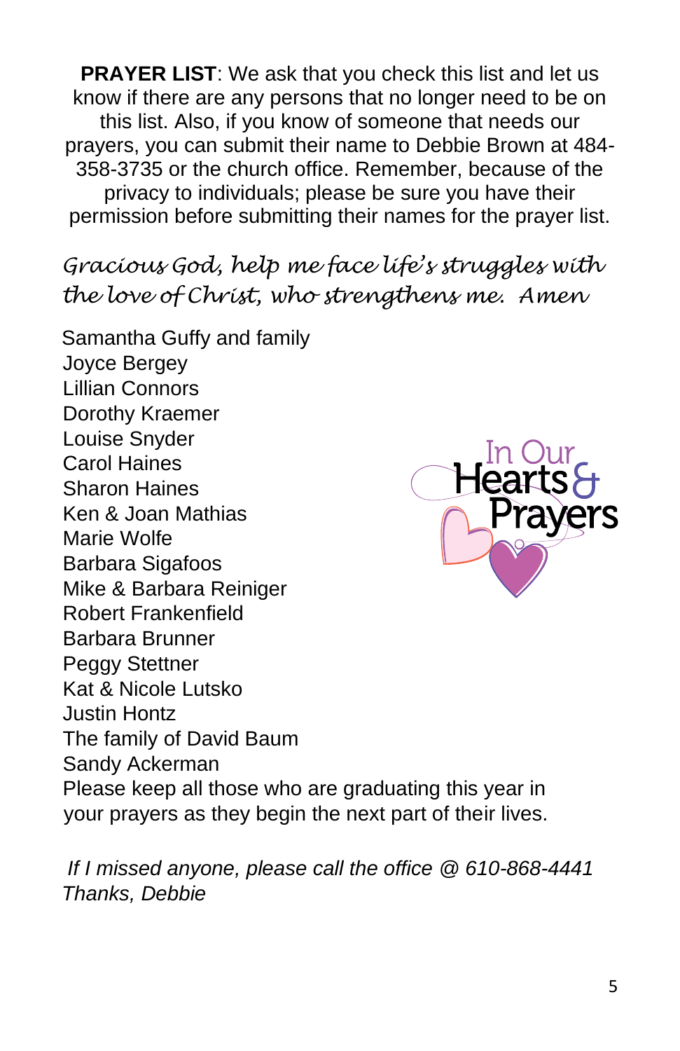**PRAYER LIST**: We ask that you check this list and let us know if there are any persons that no longer need to be on this list. Also, if you know of someone that needs our prayers, you can submit their name to Debbie Brown at 484-358-3735 or the church office. Remember, because of the privacy to individuals; please be sure you have their permission before submitting their names for the prayer list.

*Gracious God, help me face life's struggles with the love of Christ, who strengthens me. Amen*

Samantha Guffy and family
Joyce Bergey
Lillian Connors
Dorothy Kraemer
Louise Snyder
Carol Haines
Sharon Haines
Ken & Joan Mathias
Marie Wolfe
Barbara Sigafoos
Mike & Barbara Reiniger
Robert Frankenfield
Barbara Brunner
Peggy Stettner
Kat & Nicole Lutsko
Justin Hontz
The family of David Baum
Sandy Ackerman
Please keep all those who are graduating this year in your prayers as they begin the next part of their lives.

In Our Hearts & Prayers

*If I missed anyone, please call the office @ 610-868-4441*
*Thanks, Debbie*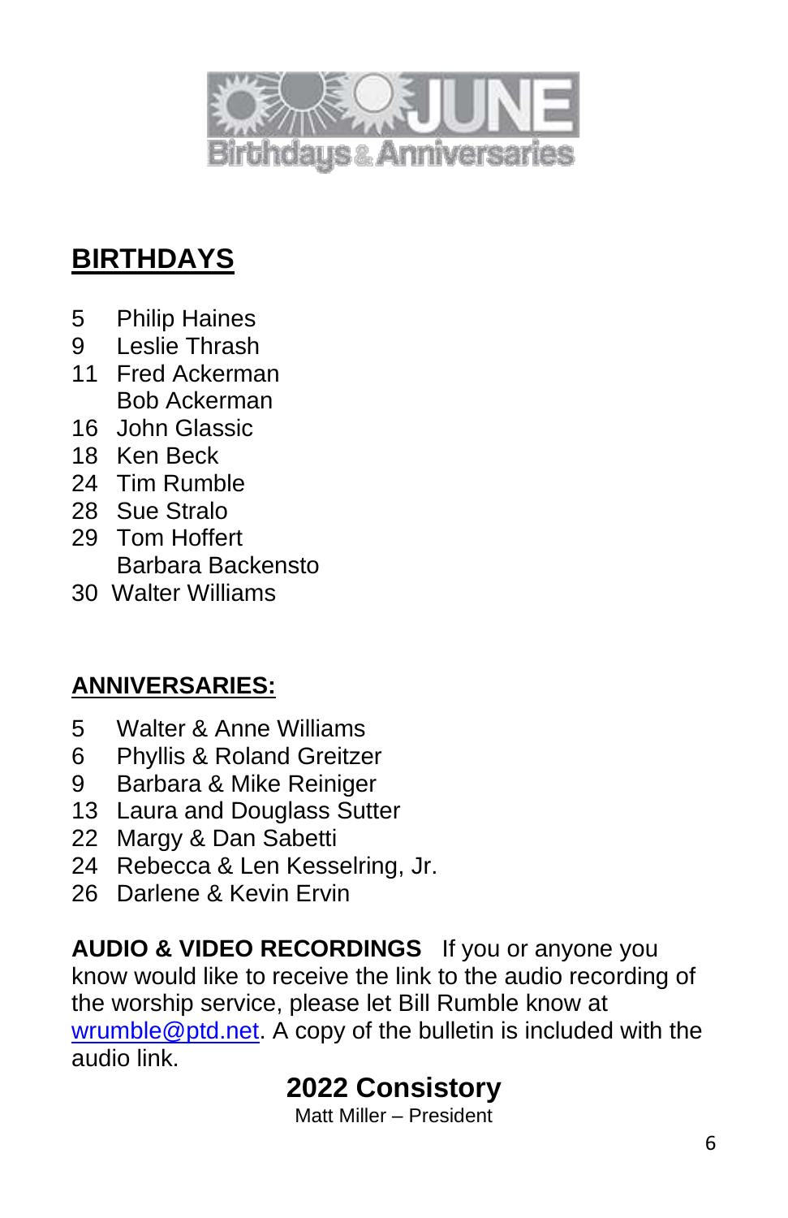# JUNE Birthdays & Anniversaries

## BIRTHDAYS

5 Philip Haines
9 Leslie Thrash
11 Fred Ackerman
Bob Ackerman
16 John Glassic
18 Ken Beck
24 Tim Rumble
28 Sue Stralo
29 Tom Hoffert
Barbara Backensto
30 Walter Williams

## ANNIVERSARIES:

5 Walter & Anne Williams
6 Phyllis & Roland Greitzer
9 Barbara & Mike Reiniger
13 Laura and Douglass Sutter
22 Margy & Dan Sabetti
24 Rebecca & Len Kesselring, Jr.
26 Darlene & Kevin Ervin

**AUDIO & VIDEO RECORDINGS** If you or anyone you know would like to receive the link to the audio recording of the worship service, please let Bill Rumble know at wrumble@ptd.net. A copy of the bulletin is included with the audio link.

## 2022 Consistory

Matt Miller – President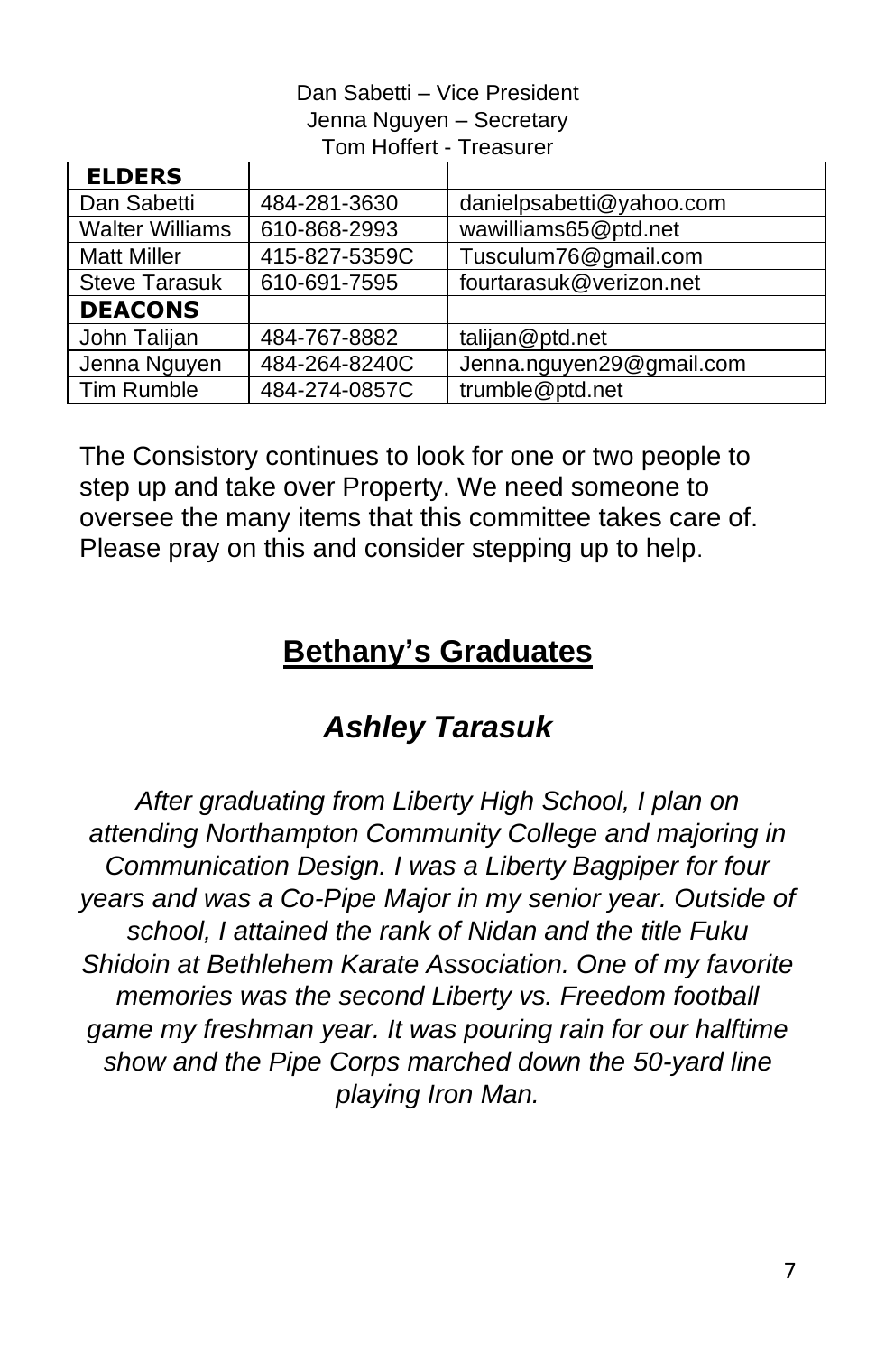Dan Sabetti – Vice President
Jenna Nguyen – Secretary
Tom Hoffert - Treasurer

| **ELDERS** | | |
|---|---|---|
| Dan Sabetti | 484-281-3630 | danielpsabetti@yahoo.com |
| Walter Williams | 610-868-2993 | wawilliams65@ptd.net |
| Matt Miller | 415-827-5359C | Tusculum76@gmail.com |
| Steve Tarasuk | 610-691-7595 | fourtarasuk@verizon.net |
| **DEACONS** | | |
| John Talijan | 484-767-8882 | talijan@ptd.net |
| Jenna Nguyen | 484-264-8240C | Jenna.nguyen29@gmail.com |
| Tim Rumble | 484-274-0857C | trumble@ptd.net |

The Consistory continues to look for one or two people to step up and take over Property. We need someone to oversee the many items that this committee takes care of. Please pray on this and consider stepping up to help.

## Bethany's Graduates

### *Ashley Tarasuk*

*After graduating from Liberty High School, I plan on attending Northampton Community College and majoring in Communication Design. I was a Liberty Bagpiper for four years and was a Co-Pipe Major in my senior year. Outside of school, I attained the rank of Nidan and the title Fuku Shidoin at Bethlehem Karate Association. One of my favorite memories was the second Liberty vs. Freedom football game my freshman year. It was pouring rain for our halftime show and the Pipe Corps marched down the 50-yard line playing Iron Man.*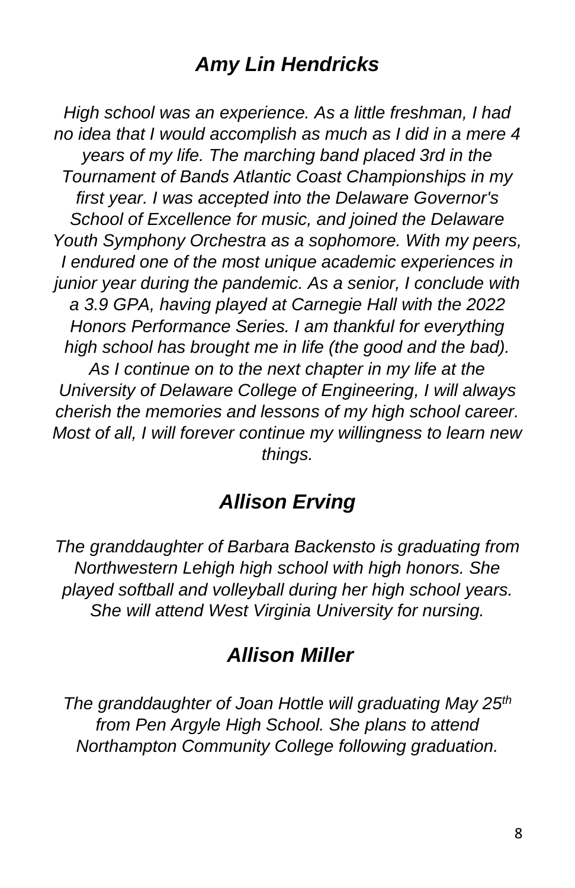## *Amy Lin Hendricks*

*High school was an experience. As a little freshman, I had no idea that I would accomplish as much as I did in a mere 4 years of my life. The marching band placed 3rd in the Tournament of Bands Atlantic Coast Championships in my first year. I was accepted into the Delaware Governor's School of Excellence for music, and joined the Delaware Youth Symphony Orchestra as a sophomore. With my peers, I endured one of the most unique academic experiences in junior year during the pandemic. As a senior, I conclude with a 3.9 GPA, having played at Carnegie Hall with the 2022 Honors Performance Series. I am thankful for everything high school has brought me in life (the good and the bad). As I continue on to the next chapter in my life at the University of Delaware College of Engineering, I will always cherish the memories and lessons of my high school career. Most of all, I will forever continue my willingness to learn new things.*

## *Allison Erving*

*The granddaughter of Barbara Backensto is graduating from Northwestern Lehigh high school with high honors. She played softball and volleyball during her high school years. She will attend West Virginia University for nursing.*

## *Allison Miller*

*The granddaughter of Joan Hottle will graduating May 25th from Pen Argyle High School. She plans to attend Northampton Community College following graduation.*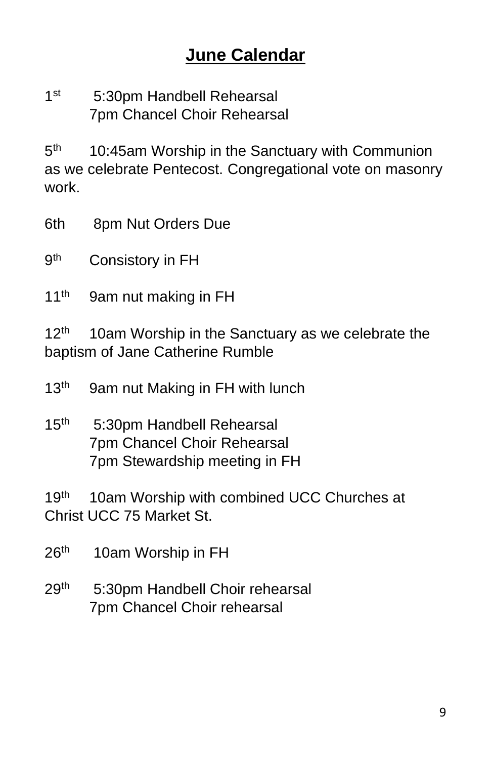# June Calendar

1st 5:30pm Handbell Rehearsal
7pm Chancel Choir Rehearsal

5th 10:45am Worship in the Sanctuary with Communion as we celebrate Pentecost. Congregational vote on masonry work.

6th 8pm Nut Orders Due

9th Consistory in FH

11th 9am nut making in FH

12th 10am Worship in the Sanctuary as we celebrate the baptism of Jane Catherine Rumble

13th 9am nut Making in FH with lunch

15th 5:30pm Handbell Rehearsal
7pm Chancel Choir Rehearsal
7pm Stewardship meeting in FH

19th 10am Worship with combined UCC Churches at Christ UCC 75 Market St.

26th 10am Worship in FH

29th 5:30pm Handbell Choir rehearsal
7pm Chancel Choir rehearsal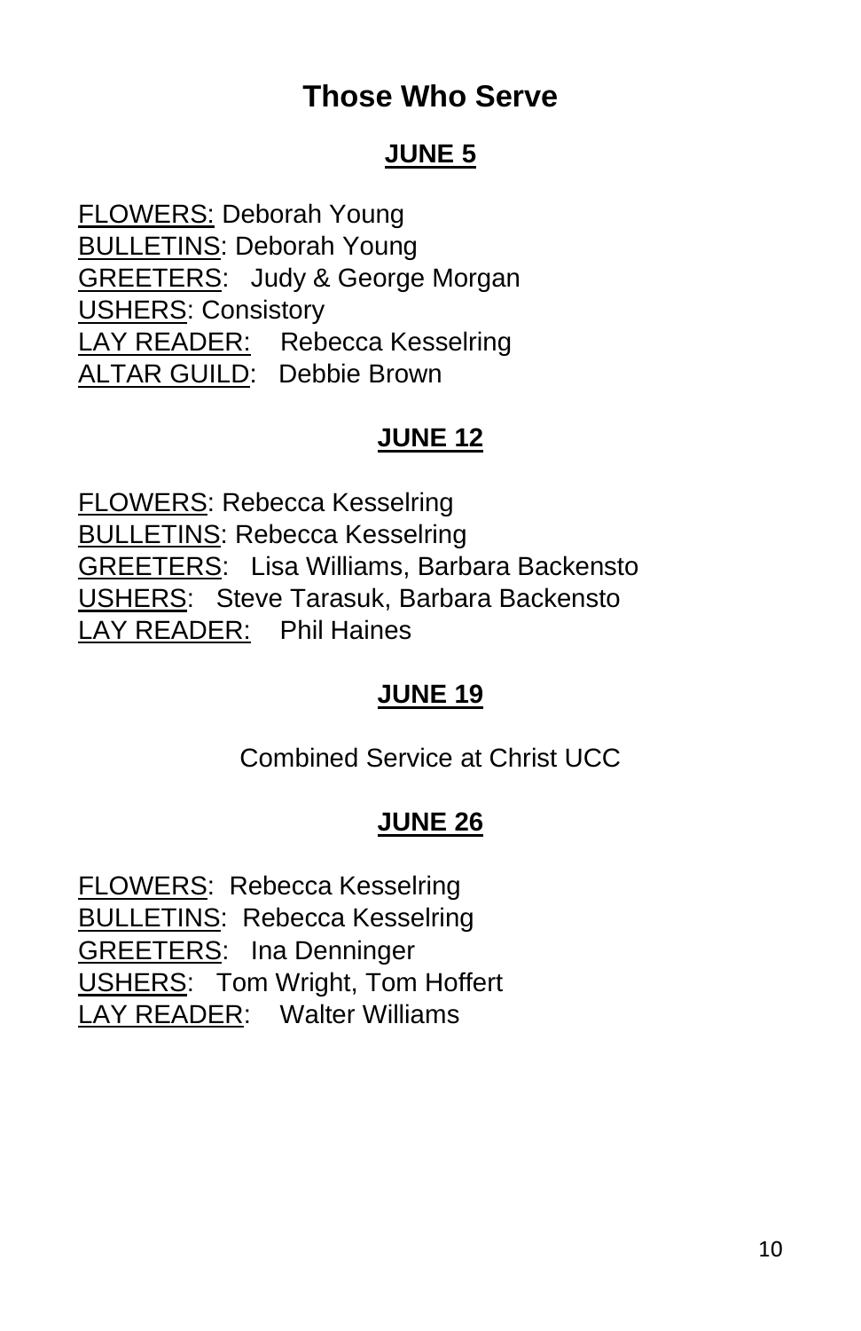# Those Who Serve

## JUNE 5

FLOWERS: Deborah Young
BULLETINS: Deborah Young
GREETERS: Judy & George Morgan
USHERS: Consistory
LAY READER: Rebecca Kesselring
ALTAR GUILD: Debbie Brown

## JUNE 12

FLOWERS: Rebecca Kesselring
BULLETINS: Rebecca Kesselring
GREETERS: Lisa Williams, Barbara Backensto
USHERS: Steve Tarasuk, Barbara Backensto
LAY READER: Phil Haines

## JUNE 19

Combined Service at Christ UCC

## JUNE 26

FLOWERS: Rebecca Kesselring
BULLETINS: Rebecca Kesselring
GREETERS: Ina Denninger
USHERS: Tom Wright, Tom Hoffert
LAY READER: Walter Williams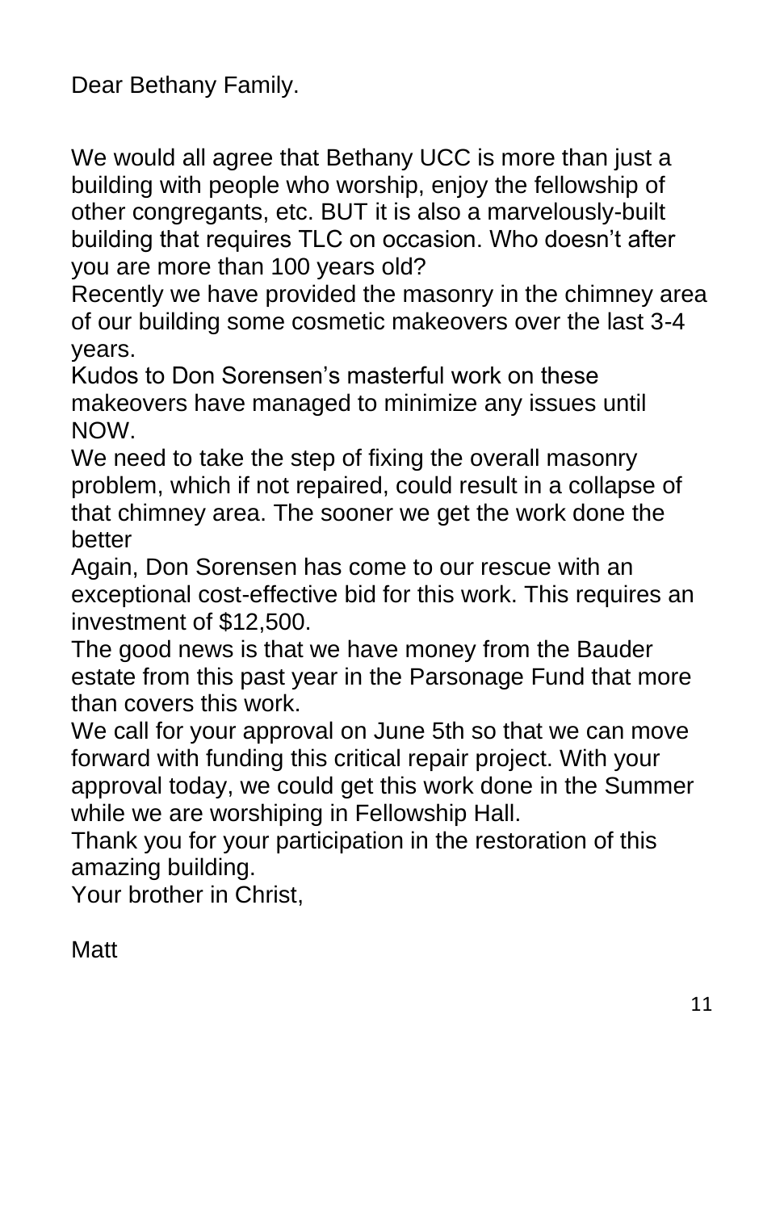Dear Bethany Family.

We would all agree that Bethany UCC is more than just a building with people who worship, enjoy the fellowship of other congregants, etc. BUT it is also a marvelously-built building that requires TLC on occasion. Who doesn't after you are more than 100 years old?

Recently we have provided the masonry in the chimney area of our building some cosmetic makeovers over the last 3-4 years.

Kudos to Don Sorensen's masterful work on these makeovers have managed to minimize any issues until NOW.

We need to take the step of fixing the overall masonry problem, which if not repaired, could result in a collapse of that chimney area. The sooner we get the work done the better

Again, Don Sorensen has come to our rescue with an exceptional cost-effective bid for this work. This requires an investment of $12,500.

The good news is that we have money from the Bauder estate from this past year in the Parsonage Fund that more than covers this work.

We call for your approval on June 5th so that we can move forward with funding this critical repair project. With your approval today, we could get this work done in the Summer while we are worshiping in Fellowship Hall.

Thank you for your participation in the restoration of this amazing building.

Your brother in Christ,

Matt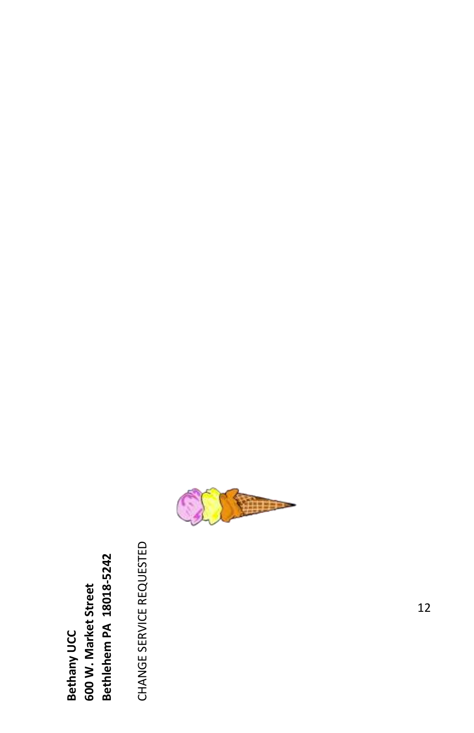**Bethany UCC**
**600 W. Market Street**
**Bethlehem PA 18018-5242**

CHANGE SERVICE REQUESTED